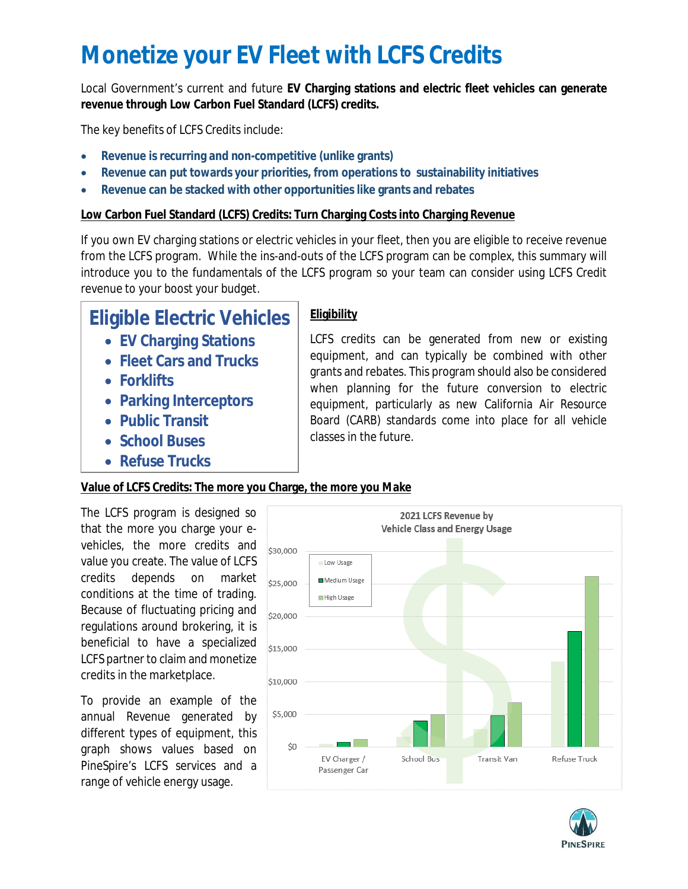# Monetize your EV Fleet with LCFS Credits

Local Government's current and future **EV Charging stations and electric fleet vehicles can generate revenue through Low Carbon Fuel Standard (LCFS) credits.**

The key benefits of LCFS Credits include:

- **Revenue is recurring and non-competitive (unlike grants)**
- **Revenue can put towards your priorities, from operations to sustainability initiatives**
- **Revenue can be stacked with other opportunities like grants and rebates**

**Low Carbon Fuel Standard (LCFS) Credits: Turn Charging Costs into Charging Revenue**

If you own EV charging stations or electric vehicles in your fleet, then you are eligible to receive revenue from the LCFS program. While the ins-and-outs of the LCFS program can be complex, this summary will introduce you to the fundamentals of the LCFS program so your team can consider using LCFS Credit revenue to your boost your budget.

## Eligible Electric Vehicles

- **EV Charging Stations**
- **Fleet Cars and Trucks**
- **Forklifts**
- **Parking Interceptors**
- **Public Transit**
- **School Buses**
- **Refuse Trucks**

**Eligibility**

LCFS credits can be generated from new or existing equipment, and can typically be combined with other grants and rebates. This program should also be considered when planning for the future conversion to electric equipment, particularly as new California Air Resource Board (CARB) standards come into place for all vehicle classes in the future.

**Value of LCFS Credits: The more you Charge, the more you Make**

The LCFS program is designed so that the more you charge your e-vehicles, the more credits and value you create. The value of LCFS credits depends on market conditions at the time of trading. Because of fluctuating pricing and regulations around brokering, it is beneficial to have a specialized LCFS partner to claim and monetize credits in the marketplace.

To provide an example of the annual Revenue generated by different types of equipment, this graph shows values based on PineSpire's LCFS services and a range of vehicle energy usage.

**2021 LCFS Revenue by Vehicle Class and Energy Usage**

| | Low Usage | Medium Usage | High Usage |
|---|---|---|---|
| EV Charger / Passenger Car | ~$400 | ~$700 | ~$1,200 |
| School Bus | ~$1,600 | ~$4,000 | ~$5,000 |
| Transit Van | ~$2,800 | ~$4,800 | ~$6,800 |
| Refuse Truck | ~$13,000 | ~$17,700 | ~$26,100 |

PINESPIRE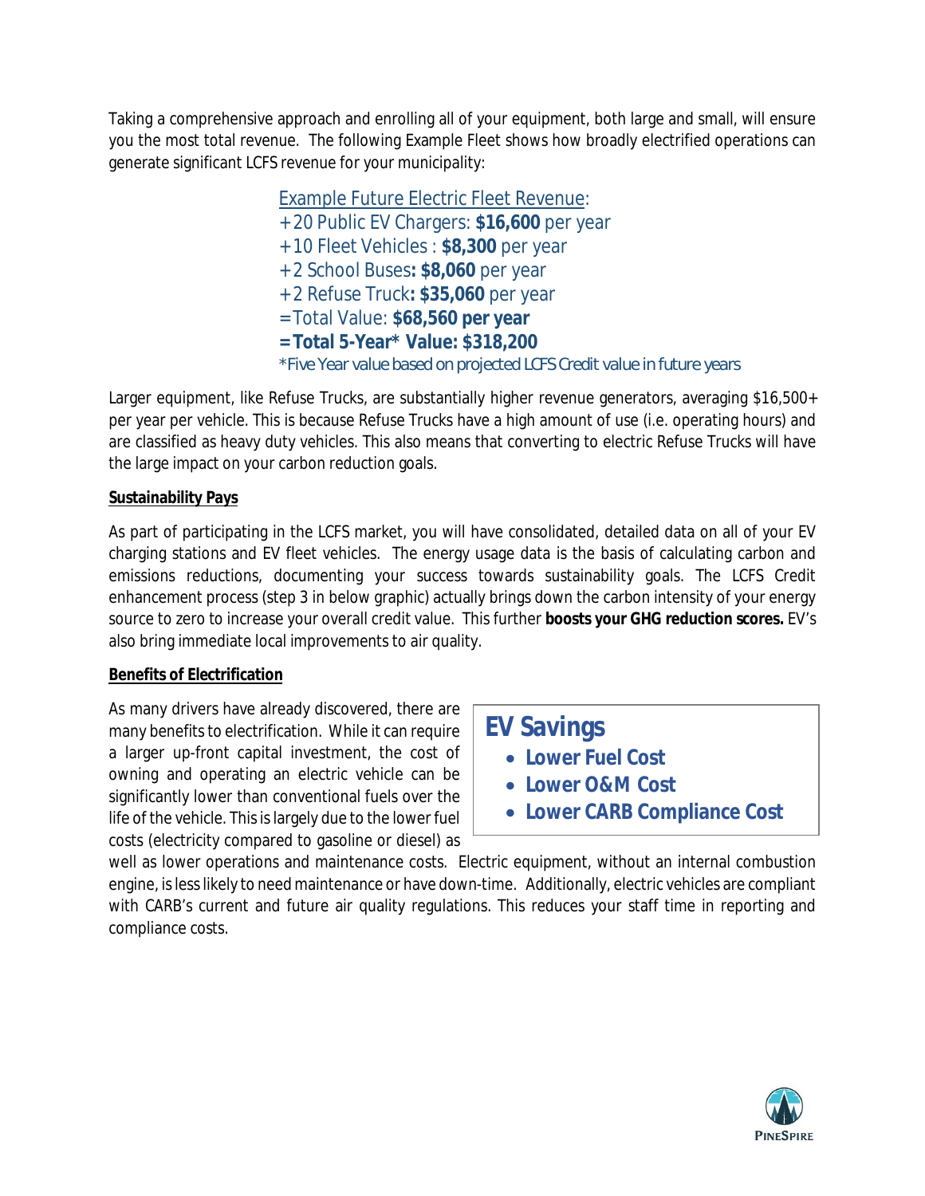Taking a comprehensive approach and enrolling all of your equipment, both large and small, will ensure you the most total revenue. The following Example Fleet shows how broadly electrified operations can generate significant LCFS revenue for your municipality:

<u>Example Future Electric Fleet Revenue</u>:
+20 Public EV Chargers: **$16,600** per year
+10 Fleet Vehicles : **$8,300** per year
+2 School Buses**: $8,060** per year
+2 Refuse Truck**: $35,060** per year
=Total Value: **$68,560 per year**
**=Total 5-Year* Value: $318,200**
*Five Year value based on projected LCFS Credit value in future years

Larger equipment, like Refuse Trucks, are substantially higher revenue generators, averaging $16,500+ per year per vehicle. This is because Refuse Trucks have a high amount of use (i.e. operating hours) and are classified as heavy duty vehicles. This also means that converting to electric Refuse Trucks will have the large impact on your carbon reduction goals.

**<u>Sustainability Pays</u>**

As part of participating in the LCFS market, you will have consolidated, detailed data on all of your EV charging stations and EV fleet vehicles. The energy usage data is the basis of calculating carbon and emissions reductions, documenting your success towards sustainability goals. The LCFS Credit enhancement process (step 3 in below graphic) actually brings down the carbon intensity of your energy source to zero to increase your overall credit value. This further **boosts your GHG reduction scores.** EV's also bring immediate local improvements to air quality.

**<u>Benefits of Electrification</u>**

As many drivers have already discovered, there are many benefits to electrification. While it can require a larger up-front capital investment, the cost of owning and operating an electric vehicle can be significantly lower than conventional fuels over the life of the vehicle. This is largely due to the lower fuel costs (electricity compared to gasoline or diesel) as well as lower operations and maintenance costs. Electric equipment, without an internal combustion engine, is less likely to need maintenance or have down-time. Additionally, electric vehicles are compliant with CARB's current and future air quality regulations. This reduces your staff time in reporting and compliance costs.

**EV Savings**

- **Lower Fuel Cost**
- **Lower O&M Cost**
- **Lower CARB Compliance Cost**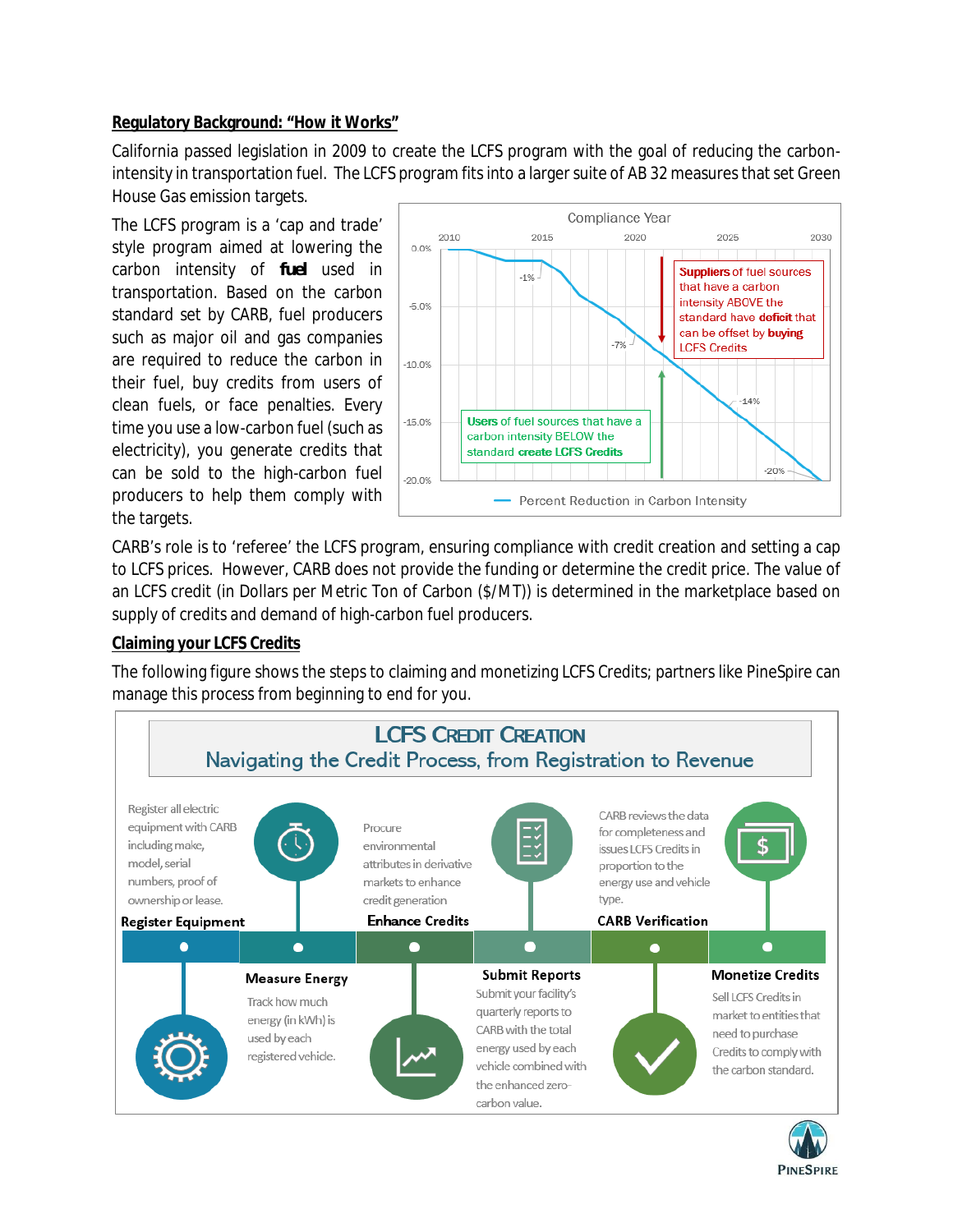## Regulatory Background: "How it Works"

California passed legislation in 2009 to create the LCFS program with the goal of reducing the carbon-intensity in transportation fuel. The LCFS program fits into a larger suite of AB 32 measures that set Green House Gas emission targets.

The LCFS program is a 'cap and trade' style program aimed at lowering the carbon intensity of **fuel** used in transportation. Based on the carbon standard set by CARB, fuel producers such as major oil and gas companies are required to reduce the carbon in their fuel, buy credits from users of clean fuels, or face penalties. Every time you use a low-carbon fuel (such as electricity), you generate credits that can be sold to the high-carbon fuel producers to help them comply with the targets.

Compliance Year

2010 2015 2020 2025 2030

0.0% -5.0% -10.0% -15.0% -20.0%

-1% -7% -14% -20%

**Suppliers** of fuel sources that have a carbon intensity ABOVE the standard have **deficit** that can be offset by **buying** LCFS Credits

**Users** of fuel sources that have a carbon intensity BELOW the standard **create LCFS Credits**

Percent Reduction in Carbon Intensity

CARB's role is to 'referee' the LCFS program, ensuring compliance with credit creation and setting a cap to LCFS prices. However, CARB does not provide the funding or determine the credit price. The value of an LCFS credit (in Dollars per Metric Ton of Carbon ($/MT)) is determined in the marketplace based on supply of credits and demand of high-carbon fuel producers.

## Claiming your LCFS Credits

The following figure shows the steps to claiming and monetizing LCFS Credits; partners like PineSpire can manage this process from beginning to end for you.

**LCFS CREDIT CREATION**
**Navigating the Credit Process, from Registration to Revenue**

**Register Equipment**
Register all electric equipment with CARB including make, model, serial numbers, proof of ownership or lease.

**Measure Energy**
Track how much energy (in kWh) is used by each registered vehicle.

**Enhance Credits**
Procure environmental attributes in derivative markets to enhance credit generation

**Submit Reports**
Submit your facility's quarterly reports to CARB with the total energy used by each vehicle combined with the enhanced zero-carbon value.

**CARB Verification**
CARB reviews the data for completeness and issues LCFS Credits in proportion to the energy use and vehicle type.

**Monetize Credits**
Sell LCFS Credits in market to entities that need to purchase Credits to comply with the carbon standard.

PINESPIRE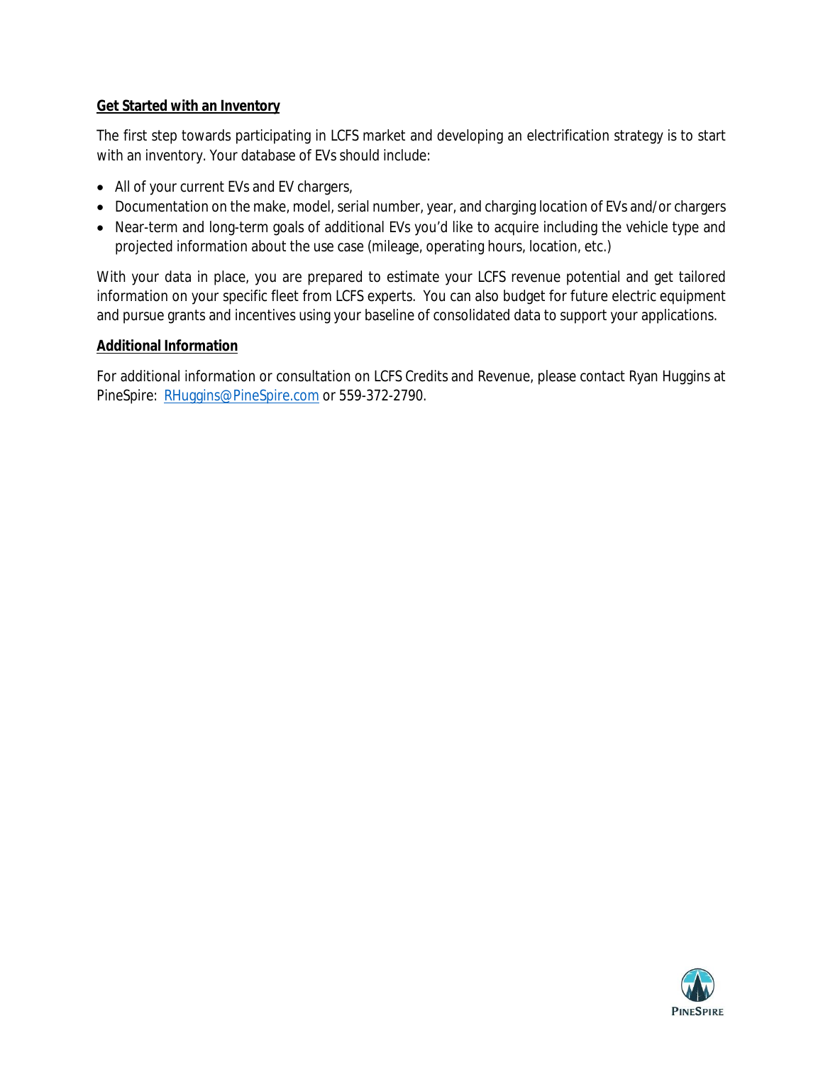**Get Started with an Inventory**

The first step towards participating in LCFS market and developing an electrification strategy is to start with an inventory. Your database of EVs should include:

- All of your current EVs and EV chargers,
- Documentation on the make, model, serial number, year, and charging location of EVs and/or chargers
- Near-term and long-term goals of additional EVs you'd like to acquire including the vehicle type and projected information about the use case (mileage, operating hours, location, etc.)

With your data in place, you are prepared to estimate your LCFS revenue potential and get tailored information on your specific fleet from LCFS experts. You can also budget for future electric equipment and pursue grants and incentives using your baseline of consolidated data to support your applications.

**Additional Information**

For additional information or consultation on LCFS Credits and Revenue, please contact Ryan Huggins at PineSpire: [RHuggins@PineSpire.com](mailto:RHuggins@PineSpire.com) or 559-372-2790.